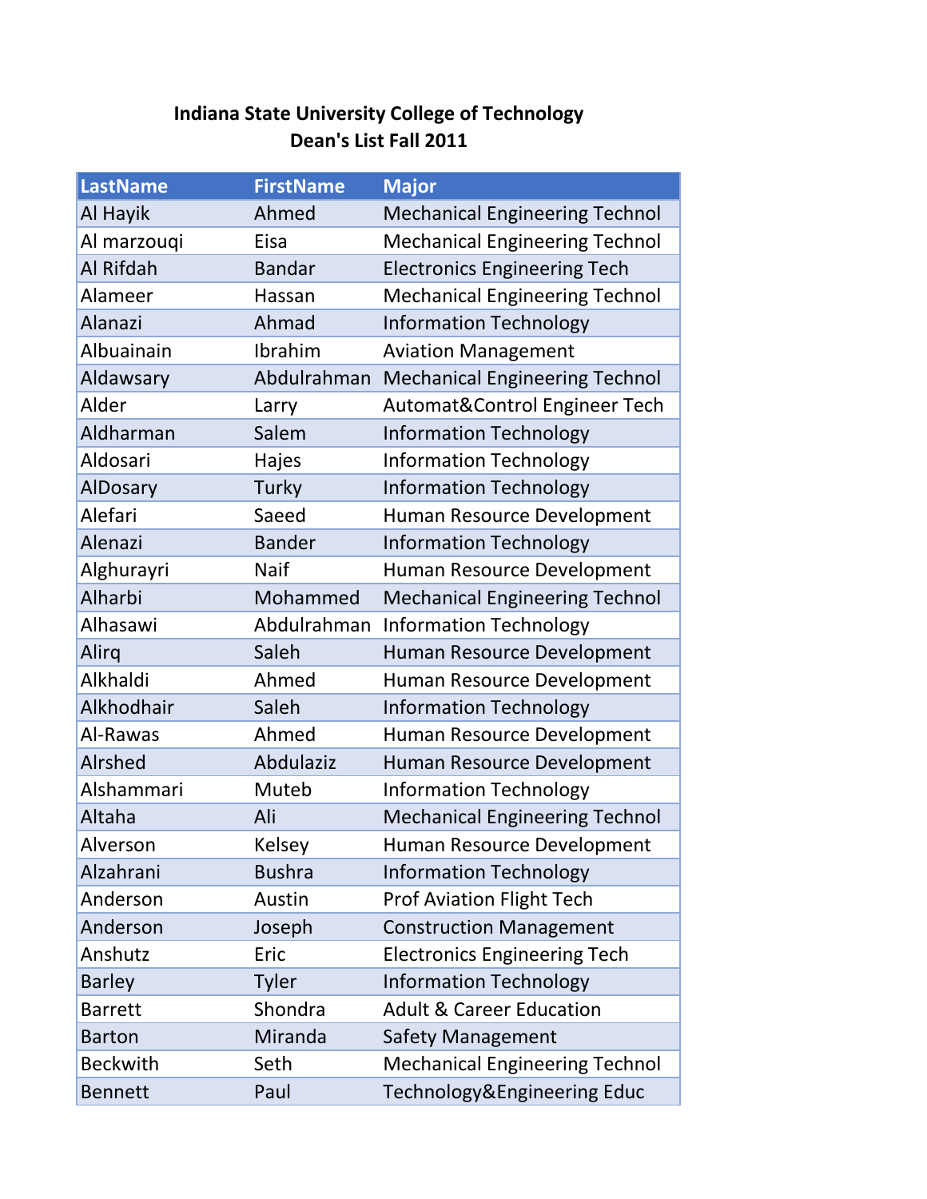# Indiana State University College of Technology
## Dean's List Fall 2011

| LastName | FirstName | Major |
|---|---|---|
| Al Hayik | Ahmed | Mechanical Engineering Technol |
| Al marzouqi | Eisa | Mechanical Engineering Technol |
| Al Rifdah | Bandar | Electronics Engineering Tech |
| Alameer | Hassan | Mechanical Engineering Technol |
| Alanazi | Ahmad | Information Technology |
| Albuainain | Ibrahim | Aviation Management |
| Aldawsary | Abdulrahman | Mechanical Engineering Technol |
| Alder | Larry | Automat&Control Engineer Tech |
| Aldharman | Salem | Information Technology |
| Aldosari | Hajes | Information Technology |
| AlDosary | Turky | Information Technology |
| Alefari | Saeed | Human Resource Development |
| Alenazi | Bander | Information Technology |
| Alghurayri | Naif | Human Resource Development |
| Alharbi | Mohammed | Mechanical Engineering Technol |
| Alhasawi | Abdulrahman | Information Technology |
| Alirq | Saleh | Human Resource Development |
| Alkhaldi | Ahmed | Human Resource Development |
| Alkhodhair | Saleh | Information Technology |
| Al-Rawas | Ahmed | Human Resource Development |
| Alrshed | Abdulaziz | Human Resource Development |
| Alshammari | Muteb | Information Technology |
| Altaha | Ali | Mechanical Engineering Technol |
| Alverson | Kelsey | Human Resource Development |
| Alzahrani | Bushra | Information Technology |
| Anderson | Austin | Prof Aviation Flight Tech |
| Anderson | Joseph | Construction Management |
| Anshutz | Eric | Electronics Engineering Tech |
| Barley | Tyler | Information Technology |
| Barrett | Shondra | Adult & Career Education |
| Barton | Miranda | Safety Management |
| Beckwith | Seth | Mechanical Engineering Technol |
| Bennett | Paul | Technology&Engineering Educ |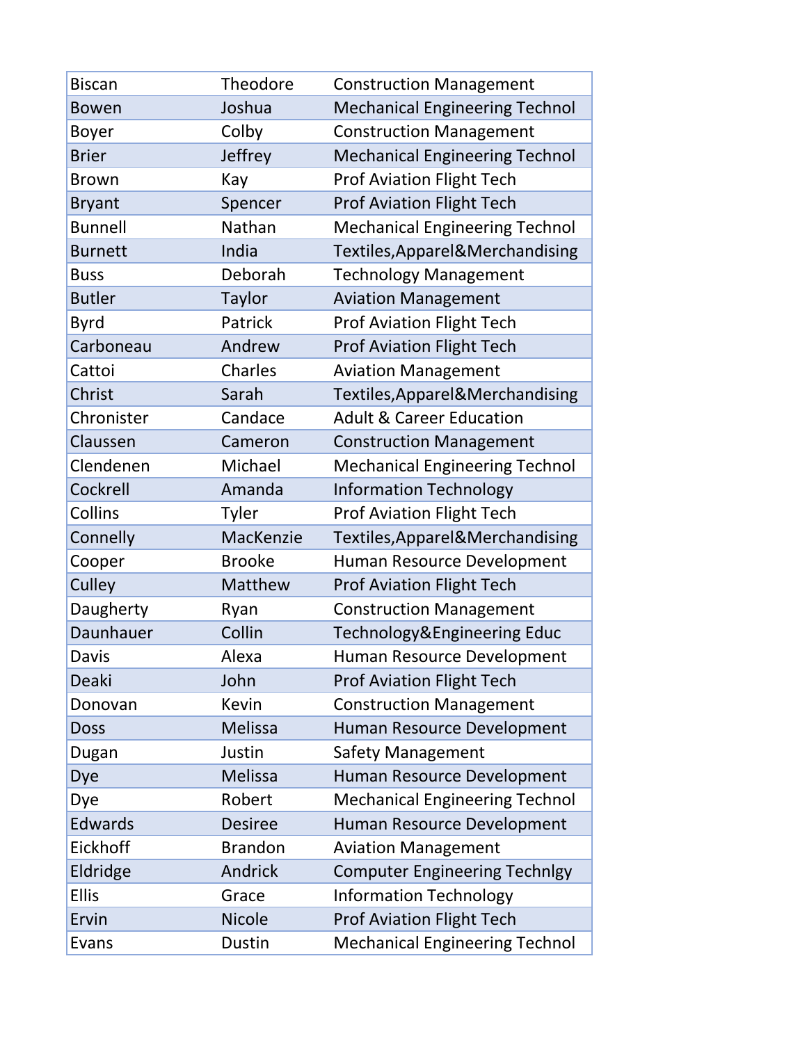| Biscan | Theodore | Construction Management |
|---|---|---|
| Bowen | Joshua | Mechanical Engineering Technol |
| Boyer | Colby | Construction Management |
| Brier | Jeffrey | Mechanical Engineering Technol |
| Brown | Kay | Prof Aviation Flight Tech |
| Bryant | Spencer | Prof Aviation Flight Tech |
| Bunnell | Nathan | Mechanical Engineering Technol |
| Burnett | India | Textiles,Apparel&Merchandising |
| Buss | Deborah | Technology Management |
| Butler | Taylor | Aviation Management |
| Byrd | Patrick | Prof Aviation Flight Tech |
| Carboneau | Andrew | Prof Aviation Flight Tech |
| Cattoi | Charles | Aviation Management |
| Christ | Sarah | Textiles,Apparel&Merchandising |
| Chronister | Candace | Adult & Career Education |
| Claussen | Cameron | Construction Management |
| Clendenen | Michael | Mechanical Engineering Technol |
| Cockrell | Amanda | Information Technology |
| Collins | Tyler | Prof Aviation Flight Tech |
| Connelly | MacKenzie | Textiles,Apparel&Merchandising |
| Cooper | Brooke | Human Resource Development |
| Culley | Matthew | Prof Aviation Flight Tech |
| Daugherty | Ryan | Construction Management |
| Daunhauer | Collin | Technology&Engineering Educ |
| Davis | Alexa | Human Resource Development |
| Deaki | John | Prof Aviation Flight Tech |
| Donovan | Kevin | Construction Management |
| Doss | Melissa | Human Resource Development |
| Dugan | Justin | Safety Management |
| Dye | Melissa | Human Resource Development |
| Dye | Robert | Mechanical Engineering Technol |
| Edwards | Desiree | Human Resource Development |
| Eickhoff | Brandon | Aviation Management |
| Eldridge | Andrick | Computer Engineering Technlgy |
| Ellis | Grace | Information Technology |
| Ervin | Nicole | Prof Aviation Flight Tech |
| Evans | Dustin | Mechanical Engineering Technol |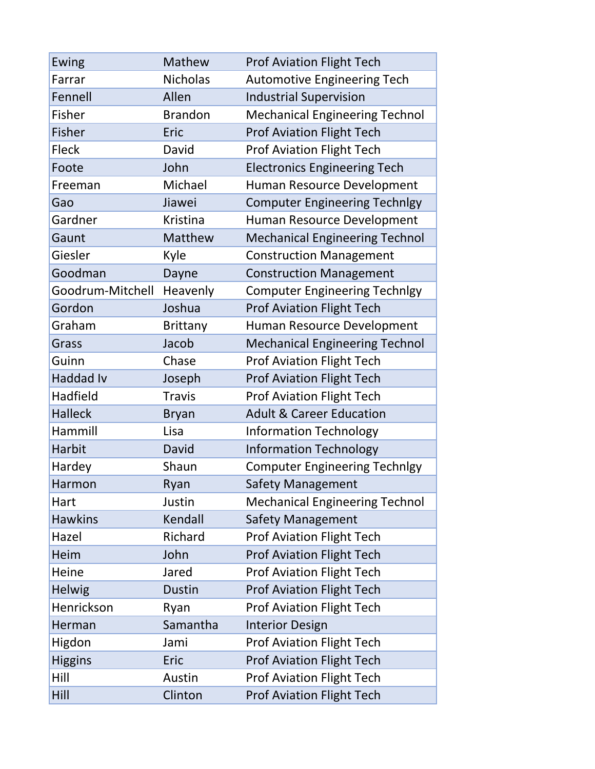| Ewing | Mathew | Prof Aviation Flight Tech |
|---|---|---|
| Farrar | Nicholas | Automotive Engineering Tech |
| Fennell | Allen | Industrial Supervision |
| Fisher | Brandon | Mechanical Engineering Technol |
| Fisher | Eric | Prof Aviation Flight Tech |
| Fleck | David | Prof Aviation Flight Tech |
| Foote | John | Electronics Engineering Tech |
| Freeman | Michael | Human Resource Development |
| Gao | Jiawei | Computer Engineering Technlgy |
| Gardner | Kristina | Human Resource Development |
| Gaunt | Matthew | Mechanical Engineering Technol |
| Giesler | Kyle | Construction Management |
| Goodman | Dayne | Construction Management |
| Goodrum-Mitchell | Heavenly | Computer Engineering Technlgy |
| Gordon | Joshua | Prof Aviation Flight Tech |
| Graham | Brittany | Human Resource Development |
| Grass | Jacob | Mechanical Engineering Technol |
| Guinn | Chase | Prof Aviation Flight Tech |
| Haddad Iv | Joseph | Prof Aviation Flight Tech |
| Hadfield | Travis | Prof Aviation Flight Tech |
| Halleck | Bryan | Adult & Career Education |
| Hammill | Lisa | Information Technology |
| Harbit | David | Information Technology |
| Hardey | Shaun | Computer Engineering Technlgy |
| Harmon | Ryan | Safety Management |
| Hart | Justin | Mechanical Engineering Technol |
| Hawkins | Kendall | Safety Management |
| Hazel | Richard | Prof Aviation Flight Tech |
| Heim | John | Prof Aviation Flight Tech |
| Heine | Jared | Prof Aviation Flight Tech |
| Helwig | Dustin | Prof Aviation Flight Tech |
| Henrickson | Ryan | Prof Aviation Flight Tech |
| Herman | Samantha | Interior Design |
| Higdon | Jami | Prof Aviation Flight Tech |
| Higgins | Eric | Prof Aviation Flight Tech |
| Hill | Austin | Prof Aviation Flight Tech |
| Hill | Clinton | Prof Aviation Flight Tech |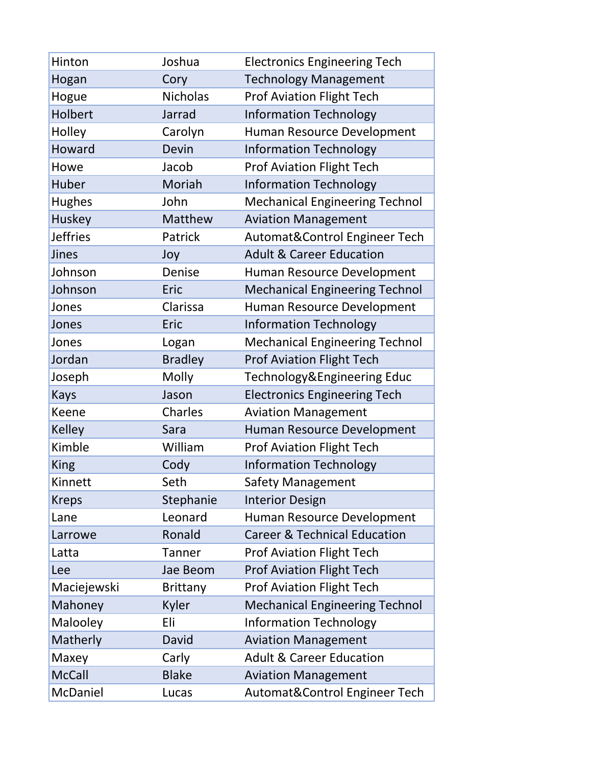| Hinton | Joshua | Electronics Engineering Tech |
|---|---|---|
| Hogan | Cory | Technology Management |
| Hogue | Nicholas | Prof Aviation Flight Tech |
| Holbert | Jarrad | Information Technology |
| Holley | Carolyn | Human Resource Development |
| Howard | Devin | Information Technology |
| Howe | Jacob | Prof Aviation Flight Tech |
| Huber | Moriah | Information Technology |
| Hughes | John | Mechanical Engineering Technol |
| Huskey | Matthew | Aviation Management |
| Jeffries | Patrick | Automat&Control Engineer Tech |
| Jines | Joy | Adult & Career Education |
| Johnson | Denise | Human Resource Development |
| Johnson | Eric | Mechanical Engineering Technol |
| Jones | Clarissa | Human Resource Development |
| Jones | Eric | Information Technology |
| Jones | Logan | Mechanical Engineering Technol |
| Jordan | Bradley | Prof Aviation Flight Tech |
| Joseph | Molly | Technology&Engineering Educ |
| Kays | Jason | Electronics Engineering Tech |
| Keene | Charles | Aviation Management |
| Kelley | Sara | Human Resource Development |
| Kimble | William | Prof Aviation Flight Tech |
| King | Cody | Information Technology |
| Kinnett | Seth | Safety Management |
| Kreps | Stephanie | Interior Design |
| Lane | Leonard | Human Resource Development |
| Larrowe | Ronald | Career & Technical Education |
| Latta | Tanner | Prof Aviation Flight Tech |
| Lee | Jae Beom | Prof Aviation Flight Tech |
| Maciejewski | Brittany | Prof Aviation Flight Tech |
| Mahoney | Kyler | Mechanical Engineering Technol |
| Malooley | Eli | Information Technology |
| Matherly | David | Aviation Management |
| Maxey | Carly | Adult & Career Education |
| McCall | Blake | Aviation Management |
| McDaniel | Lucas | Automat&Control Engineer Tech |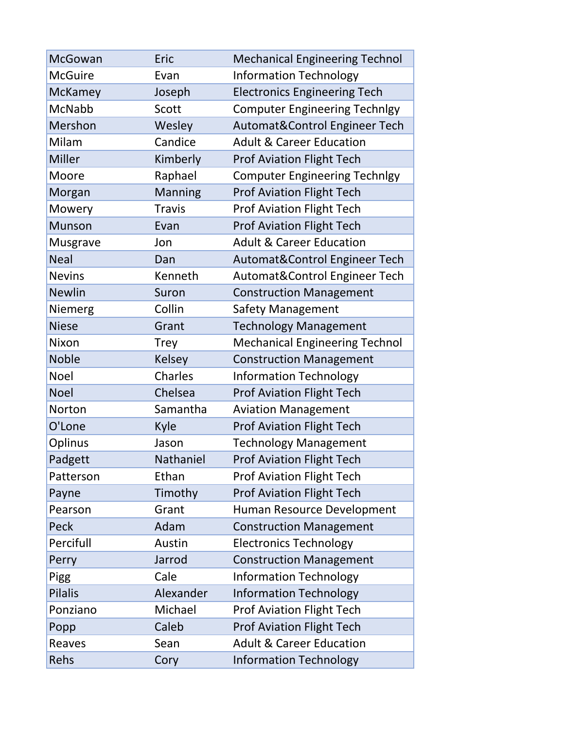| McGowan | Eric | Mechanical Engineering Technol |
|---|---|---|
| McGuire | Evan | Information Technology |
| McKamey | Joseph | Electronics Engineering Tech |
| McNabb | Scott | Computer Engineering Technlgy |
| Mershon | Wesley | Automat&Control Engineer Tech |
| Milam | Candice | Adult & Career Education |
| Miller | Kimberly | Prof Aviation Flight Tech |
| Moore | Raphael | Computer Engineering Technlgy |
| Morgan | Manning | Prof Aviation Flight Tech |
| Mowery | Travis | Prof Aviation Flight Tech |
| Munson | Evan | Prof Aviation Flight Tech |
| Musgrave | Jon | Adult & Career Education |
| Neal | Dan | Automat&Control Engineer Tech |
| Nevins | Kenneth | Automat&Control Engineer Tech |
| Newlin | Suron | Construction Management |
| Niemerg | Collin | Safety Management |
| Niese | Grant | Technology Management |
| Nixon | Trey | Mechanical Engineering Technol |
| Noble | Kelsey | Construction Management |
| Noel | Charles | Information Technology |
| Noel | Chelsea | Prof Aviation Flight Tech |
| Norton | Samantha | Aviation Management |
| O'Lone | Kyle | Prof Aviation Flight Tech |
| Oplinus | Jason | Technology Management |
| Padgett | Nathaniel | Prof Aviation Flight Tech |
| Patterson | Ethan | Prof Aviation Flight Tech |
| Payne | Timothy | Prof Aviation Flight Tech |
| Pearson | Grant | Human Resource Development |
| Peck | Adam | Construction Management |
| Percifull | Austin | Electronics Technology |
| Perry | Jarrod | Construction Management |
| Pigg | Cale | Information Technology |
| Pilalis | Alexander | Information Technology |
| Ponziano | Michael | Prof Aviation Flight Tech |
| Popp | Caleb | Prof Aviation Flight Tech |
| Reaves | Sean | Adult & Career Education |
| Rehs | Cory | Information Technology |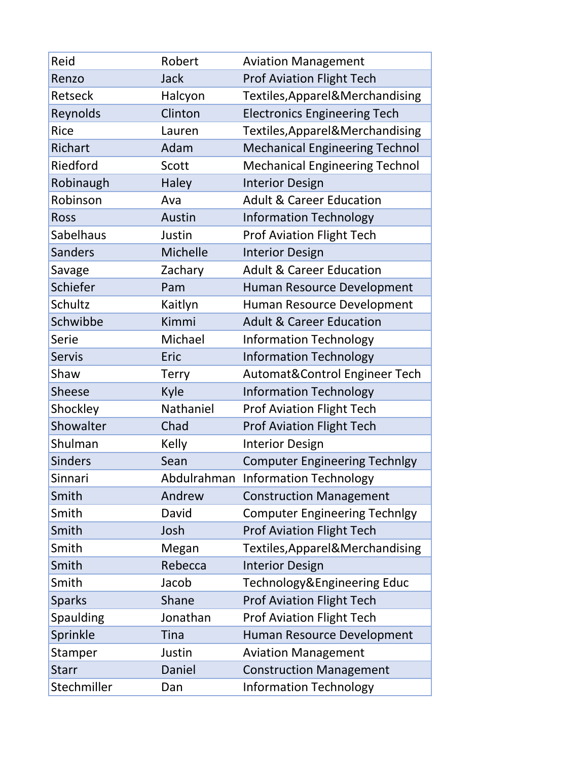| | | |
|---|---|---|
| Reid | Robert | Aviation Management |
| Renzo | Jack | Prof Aviation Flight Tech |
| Retseck | Halcyon | Textiles,Apparel&Merchandising |
| Reynolds | Clinton | Electronics Engineering Tech |
| Rice | Lauren | Textiles,Apparel&Merchandising |
| Richart | Adam | Mechanical Engineering Technol |
| Riedford | Scott | Mechanical Engineering Technol |
| Robinaugh | Haley | Interior Design |
| Robinson | Ava | Adult & Career Education |
| Ross | Austin | Information Technology |
| Sabelhaus | Justin | Prof Aviation Flight Tech |
| Sanders | Michelle | Interior Design |
| Savage | Zachary | Adult & Career Education |
| Schiefer | Pam | Human Resource Development |
| Schultz | Kaitlyn | Human Resource Development |
| Schwibbe | Kimmi | Adult & Career Education |
| Serie | Michael | Information Technology |
| Servis | Eric | Information Technology |
| Shaw | Terry | Automat&Control Engineer Tech |
| Sheese | Kyle | Information Technology |
| Shockley | Nathaniel | Prof Aviation Flight Tech |
| Showalter | Chad | Prof Aviation Flight Tech |
| Shulman | Kelly | Interior Design |
| Sinders | Sean | Computer Engineering Technlgy |
| Sinnari | Abdulrahman | Information Technology |
| Smith | Andrew | Construction Management |
| Smith | David | Computer Engineering Technlgy |
| Smith | Josh | Prof Aviation Flight Tech |
| Smith | Megan | Textiles,Apparel&Merchandising |
| Smith | Rebecca | Interior Design |
| Smith | Jacob | Technology&Engineering Educ |
| Sparks | Shane | Prof Aviation Flight Tech |
| Spaulding | Jonathan | Prof Aviation Flight Tech |
| Sprinkle | Tina | Human Resource Development |
| Stamper | Justin | Aviation Management |
| Starr | Daniel | Construction Management |
| Stechmiller | Dan | Information Technology |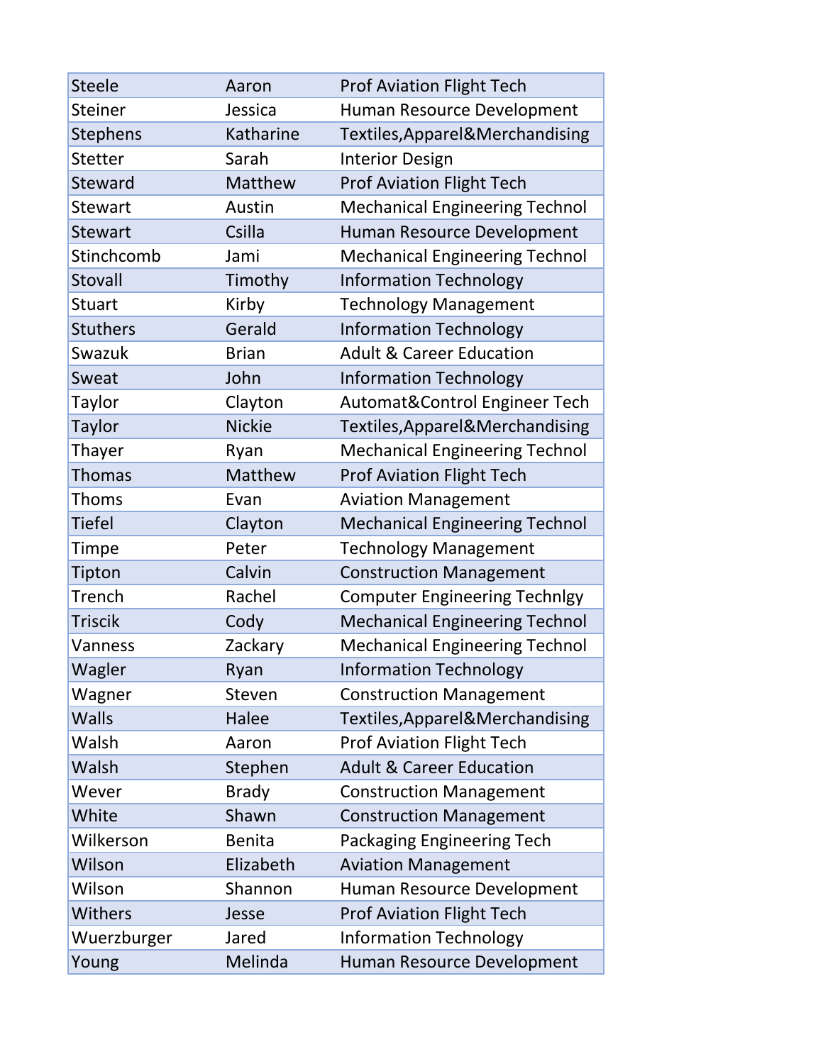| | | |
|---|---|---|
| Steele | Aaron | Prof Aviation Flight Tech |
| Steiner | Jessica | Human Resource Development |
| Stephens | Katharine | Textiles,Apparel&Merchandising |
| Stetter | Sarah | Interior Design |
| Steward | Matthew | Prof Aviation Flight Tech |
| Stewart | Austin | Mechanical Engineering Technol |
| Stewart | Csilla | Human Resource Development |
| Stinchcomb | Jami | Mechanical Engineering Technol |
| Stovall | Timothy | Information Technology |
| Stuart | Kirby | Technology Management |
| Stuthers | Gerald | Information Technology |
| Swazuk | Brian | Adult & Career Education |
| Sweat | John | Information Technology |
| Taylor | Clayton | Automat&Control Engineer Tech |
| Taylor | Nickie | Textiles,Apparel&Merchandising |
| Thayer | Ryan | Mechanical Engineering Technol |
| Thomas | Matthew | Prof Aviation Flight Tech |
| Thoms | Evan | Aviation Management |
| Tiefel | Clayton | Mechanical Engineering Technol |
| Timpe | Peter | Technology Management |
| Tipton | Calvin | Construction Management |
| Trench | Rachel | Computer Engineering Technlgy |
| Triscik | Cody | Mechanical Engineering Technol |
| Vanness | Zackary | Mechanical Engineering Technol |
| Wagler | Ryan | Information Technology |
| Wagner | Steven | Construction Management |
| Walls | Halee | Textiles,Apparel&Merchandising |
| Walsh | Aaron | Prof Aviation Flight Tech |
| Walsh | Stephen | Adult & Career Education |
| Wever | Brady | Construction Management |
| White | Shawn | Construction Management |
| Wilkerson | Benita | Packaging Engineering Tech |
| Wilson | Elizabeth | Aviation Management |
| Wilson | Shannon | Human Resource Development |
| Withers | Jesse | Prof Aviation Flight Tech |
| Wuerzburger | Jared | Information Technology |
| Young | Melinda | Human Resource Development |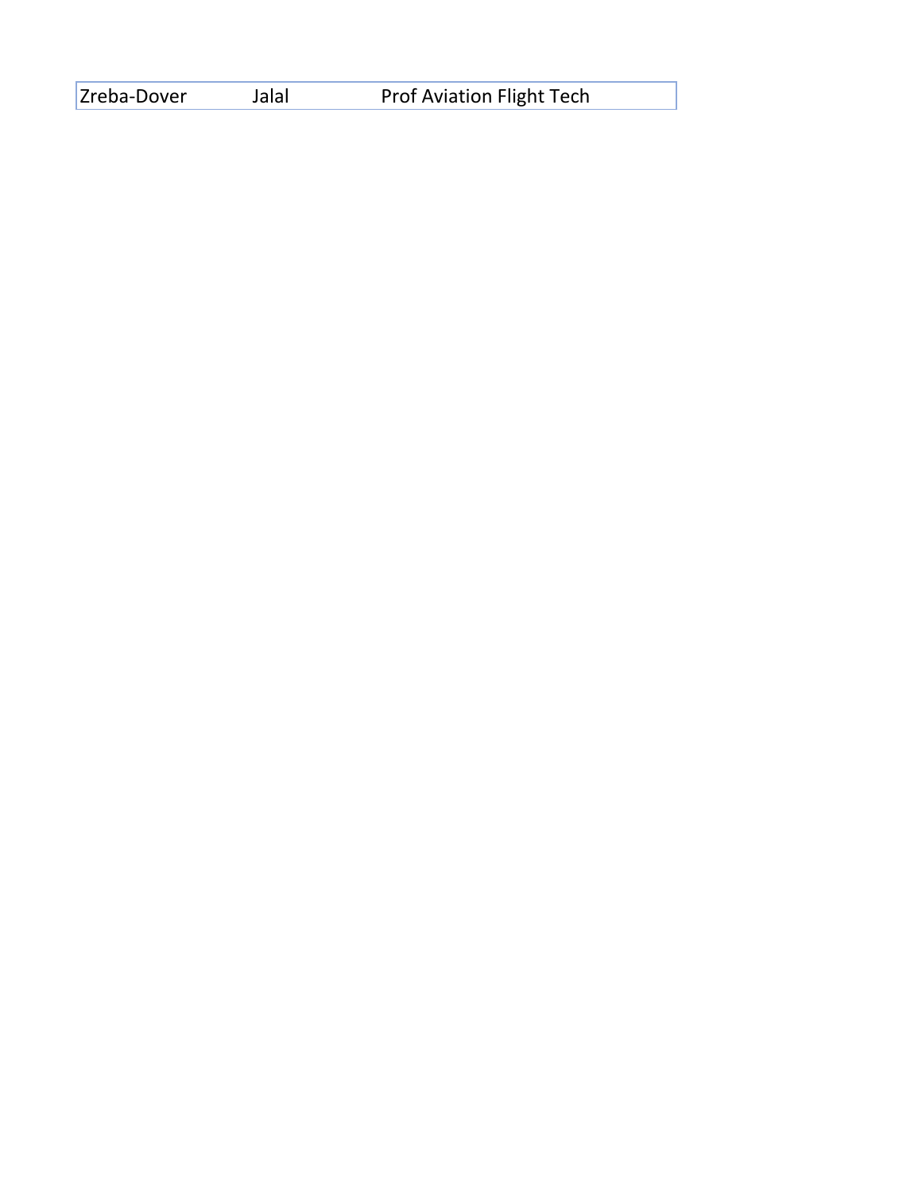| | | |
|---|---|---|
| Zreba-Dover | Jalal | Prof Aviation Flight Tech |